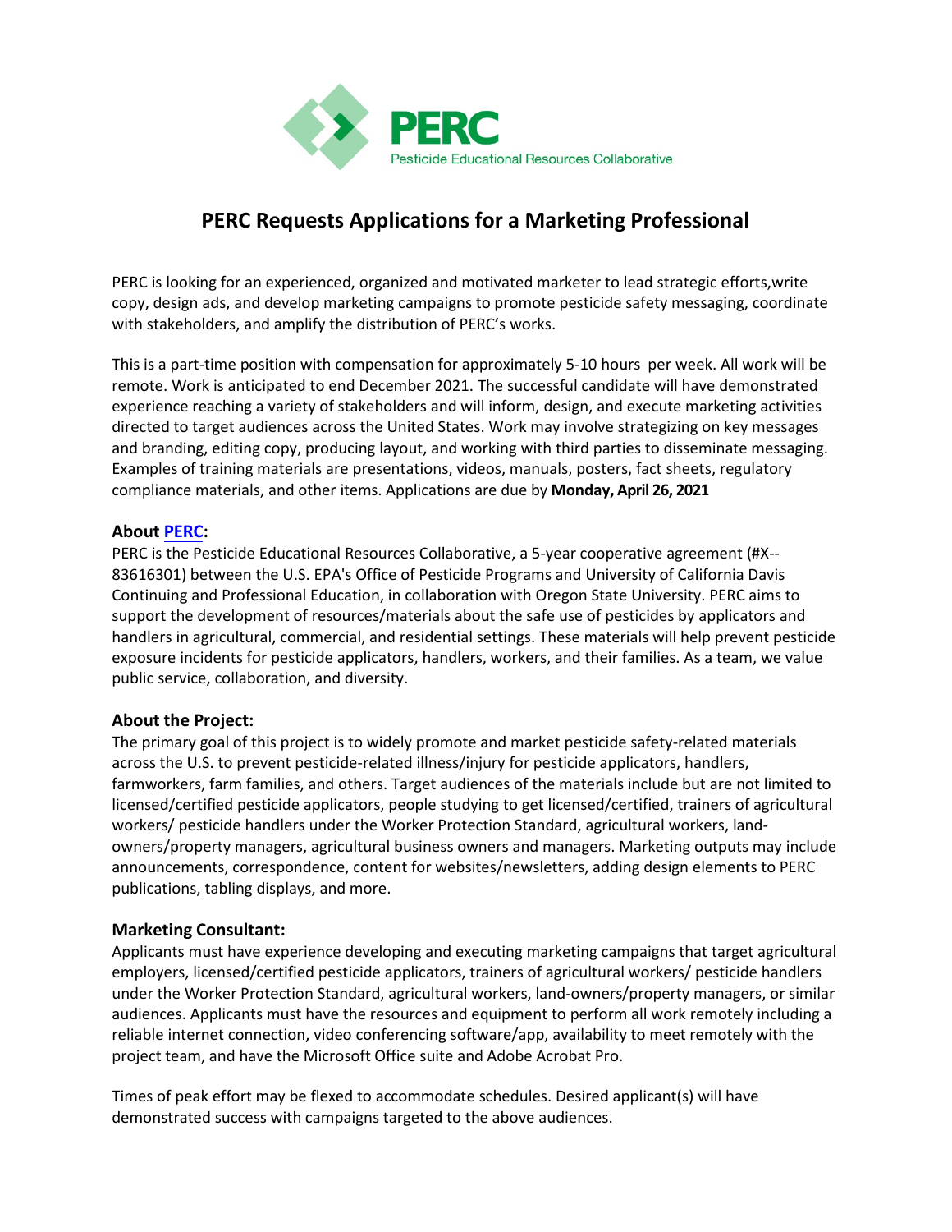PERC

Pesticide Educational Resources Collaborative

# PERC Requests Applications for a Marketing Professional

PERC is looking for an experienced, organized and motivated marketer to lead strategic efforts,write copy, design ads, and develop marketing campaigns to promote pesticide safety messaging, coordinate with stakeholders, and amplify the distribution of PERC's works.

This is a part-time position with compensation for approximately 5-10 hours per week. All work will be remote. Work is anticipated to end December 2021. The successful candidate will have demonstrated experience reaching a variety of stakeholders and will inform, design, and execute marketing activities directed to target audiences across the United States. Work may involve strategizing on key messages and branding, editing copy, producing layout, and working with third parties to disseminate messaging. Examples of training materials are presentations, videos, manuals, posters, fact sheets, regulatory compliance materials, and other items. Applications are due by **Monday, April 26, 2021**

### About PERC:

PERC is the Pesticide Educational Resources Collaborative, a 5-year cooperative agreement (#X--83616301) between the U.S. EPA's Office of Pesticide Programs and University of California Davis Continuing and Professional Education, in collaboration with Oregon State University. PERC aims to support the development of resources/materials about the safe use of pesticides by applicators and handlers in agricultural, commercial, and residential settings. These materials will help prevent pesticide exposure incidents for pesticide applicators, handlers, workers, and their families. As a team, we value public service, collaboration, and diversity.

### About the Project:

The primary goal of this project is to widely promote and market pesticide safety-related materials across the U.S. to prevent pesticide-related illness/injury for pesticide applicators, handlers, farmworkers, farm families, and others. Target audiences of the materials include but are not limited to licensed/certified pesticide applicators, people studying to get licensed/certified, trainers of agricultural workers/ pesticide handlers under the Worker Protection Standard, agricultural workers, land-owners/property managers, agricultural business owners and managers. Marketing outputs may include announcements, correspondence, content for websites/newsletters, adding design elements to PERC publications, tabling displays, and more.

### Marketing Consultant:

Applicants must have experience developing and executing marketing campaigns that target agricultural employers, licensed/certified pesticide applicators, trainers of agricultural workers/ pesticide handlers under the Worker Protection Standard, agricultural workers, land-owners/property managers, or similar audiences. Applicants must have the resources and equipment to perform all work remotely including a reliable internet connection, video conferencing software/app, availability to meet remotely with the project team, and have the Microsoft Office suite and Adobe Acrobat Pro.

Times of peak effort may be flexed to accommodate schedules. Desired applicant(s) will have demonstrated success with campaigns targeted to the above audiences.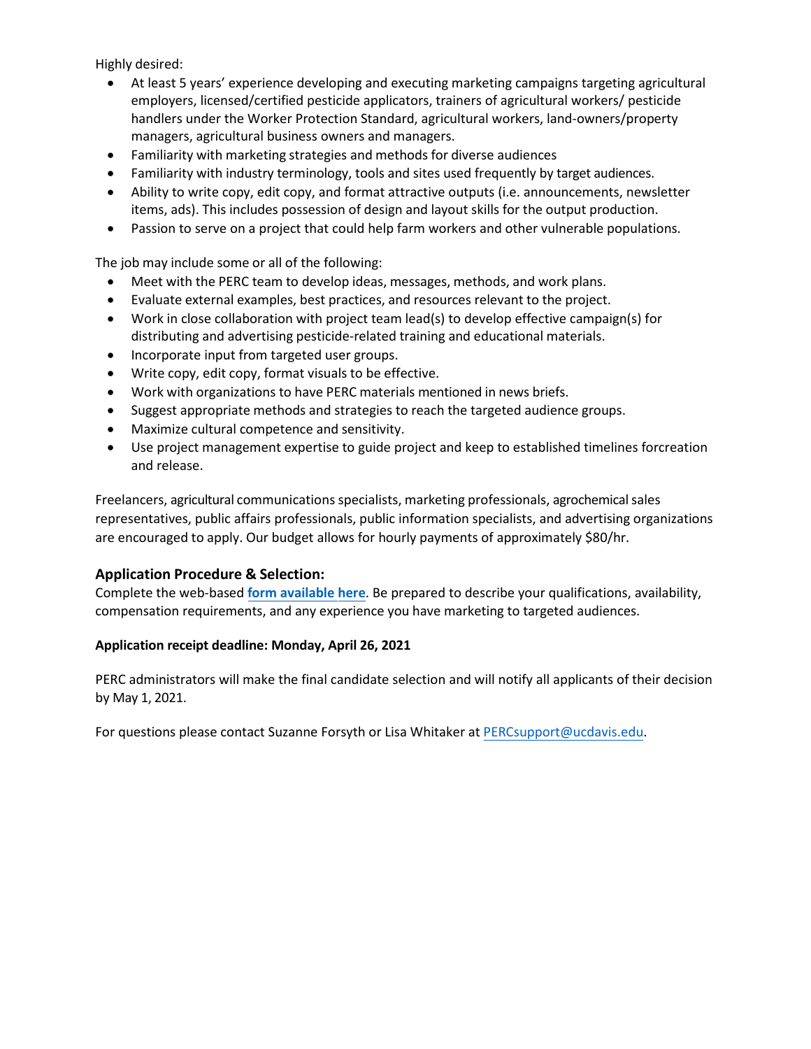Highly desired:

- At least 5 years' experience developing and executing marketing campaigns targeting agricultural employers, licensed/certified pesticide applicators, trainers of agricultural workers/ pesticide handlers under the Worker Protection Standard, agricultural workers, land-owners/property managers, agricultural business owners and managers.
- Familiarity with marketing strategies and methods for diverse audiences
- Familiarity with industry terminology, tools and sites used frequently by target audiences.
- Ability to write copy, edit copy, and format attractive outputs (i.e. announcements, newsletter items, ads). This includes possession of design and layout skills for the output production.
- Passion to serve on a project that could help farm workers and other vulnerable populations.

The job may include some or all of the following:

- Meet with the PERC team to develop ideas, messages, methods, and work plans.
- Evaluate external examples, best practices, and resources relevant to the project.
- Work in close collaboration with project team lead(s) to develop effective campaign(s) for distributing and advertising pesticide-related training and educational materials.
- Incorporate input from targeted user groups.
- Write copy, edit copy, format visuals to be effective.
- Work with organizations to have PERC materials mentioned in news briefs.
- Suggest appropriate methods and strategies to reach the targeted audience groups.
- Maximize cultural competence and sensitivity.
- Use project management expertise to guide project and keep to established timelines forcreation and release.

Freelancers, agricultural communications specialists, marketing professionals, agrochemical sales representatives, public affairs professionals, public information specialists, and advertising organizations are encouraged to apply. Our budget allows for hourly payments of approximately $80/hr.

### Application Procedure & Selection:

Complete the web-based **form available here**. Be prepared to describe your qualifications, availability, compensation requirements, and any experience you have marketing to targeted audiences.

**Application receipt deadline: Monday, April 26, 2021**

PERC administrators will make the final candidate selection and will notify all applicants of their decision by May 1, 2021.

For questions please contact Suzanne Forsyth or Lisa Whitaker at PERCsupport@ucdavis.edu.